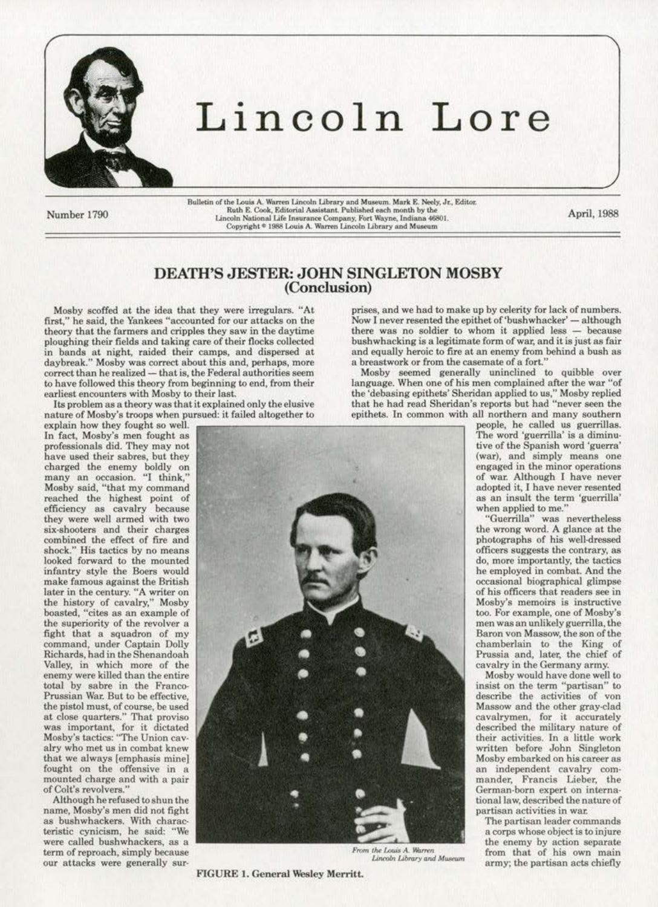# Lincoln Lore

Number 1790

Bulletin of the Louis A. Warren Lincoln Library and Museum. Mark E. Neely, Jr., Editor. Ruth E. Cook, Editorial Assistant. Published each month by the Lincoln National Life Insurance Company, Fort Wayne, Indiana 46801. Copyright © 1988 Louis A. Warren Lincoln Library and Museum

April, 1988

## DEATH'S JESTER: JOHN SINGLETON MOSBY (Conclusion)

Mosby scoffed at the idea that they were irregulars. "At first," he said, the Yankees "accounted for our attacks on the theory that the farmers and cripples they saw in the daytime ploughing their fields and taking care of their flocks collected in bands at night, raided their camps, and dispersed at daybreak." Mosby was correct about this and, perhaps, more correct than he realized — that is, the Federal authorities seem to have followed this theory from beginning to end, from their earliest encounters with Mosby to their last.

Its problem as a theory was that it explained only the elusive nature of Mosby's troops when pursued: it failed altogether to explain how they fought so well. In fact, Mosby's men fought as professionals did. They may not have used their sabres, but they charged the enemy boldly on many an occasion. "I think," Mosby said, "that my command reached the highest point of efficiency as cavalry because they were well armed with two six-shooters and their charges combined the effect of fire and shock." His tactics by no means looked forward to the mounted infantry style the Boers would make famous against the British later in the century. "A writer on the history of cavalry," Mosby boasted, "cites as an example of the superiority of the revolver a fight that a squadron of my command, under Captain Dolly Richards, had in the Shenandoah Valley, in which more of the enemy were killed than the entire total by sabre in the Franco-Prussian War. But to be effective, the pistol must, of course, be used at close quarters." That proviso was important, for it dictated Mosby's tactics: "The Union cavalry who met us in combat knew that we always [emphasis mine] fought on the offensive in a mounted charge and with a pair of Colt's revolvers."

Although he refused to shun the name, Mosby's men did not fight as bushwhackers. With characteristic cynicism, he said: "We were called bushwhackers, as a term of reproach, simply because our attacks were generally surprises, and we had to make up by celerity for lack of numbers. Now I never resented the epithet of 'bushwhacker' — although there was no soldier to whom it applied less — because bushwhacking is a legitimate form of war, and it is just as fair and equally heroic to fire at an enemy from behind a bush as a breastwork or from the casemate of a fort."

Mosby seemed generally uninclined to quibble over language. When one of his men complained after the war "of the 'debasing epithets' Sheridan applied to us," Mosby replied that he had read Sheridan's reports but had "never seen the epithets. In common with all northern and many southern people, he called us guerrillas. The word 'guerrilla' is a diminutive of the Spanish word 'guerra' (war), and simply means one engaged in the minor operations of war. Although I have never adopted it, I have never resented as an insult the term 'guerrilla' when applied to me."

"Guerrilla" was nevertheless the wrong word. A glance at the photographs of his well-dressed officers suggests the contrary, as do, more importantly, the tactics he employed in combat. And the occasional biographical glimpse of his officers that readers see in Mosby's memoirs is instructive too. For example, one of Mosby's men was an unlikely guerrilla, the Baron von Massow, the son of the chamberlain to the King of Prussia and, later, the chief of cavalry in the Germany army.

Mosby would have done well to insist on the term "partisan" to describe the activities of von Massow and the other gray-clad cavalrymen, for it accurately described the military nature of their activities. In a little work written before John Singleton Mosby embarked on his career as an independent cavalry commander, Francis Lieber, the German-born expert on international law, described the nature of partisan activities in war.

The partisan leader commands a corps whose object is to injure the enemy by action separate from that of his own main army; the partisan acts chiefly

*From the Louis A. Warren Lincoln Library and Museum*

FIGURE 1. General Wesley Merritt.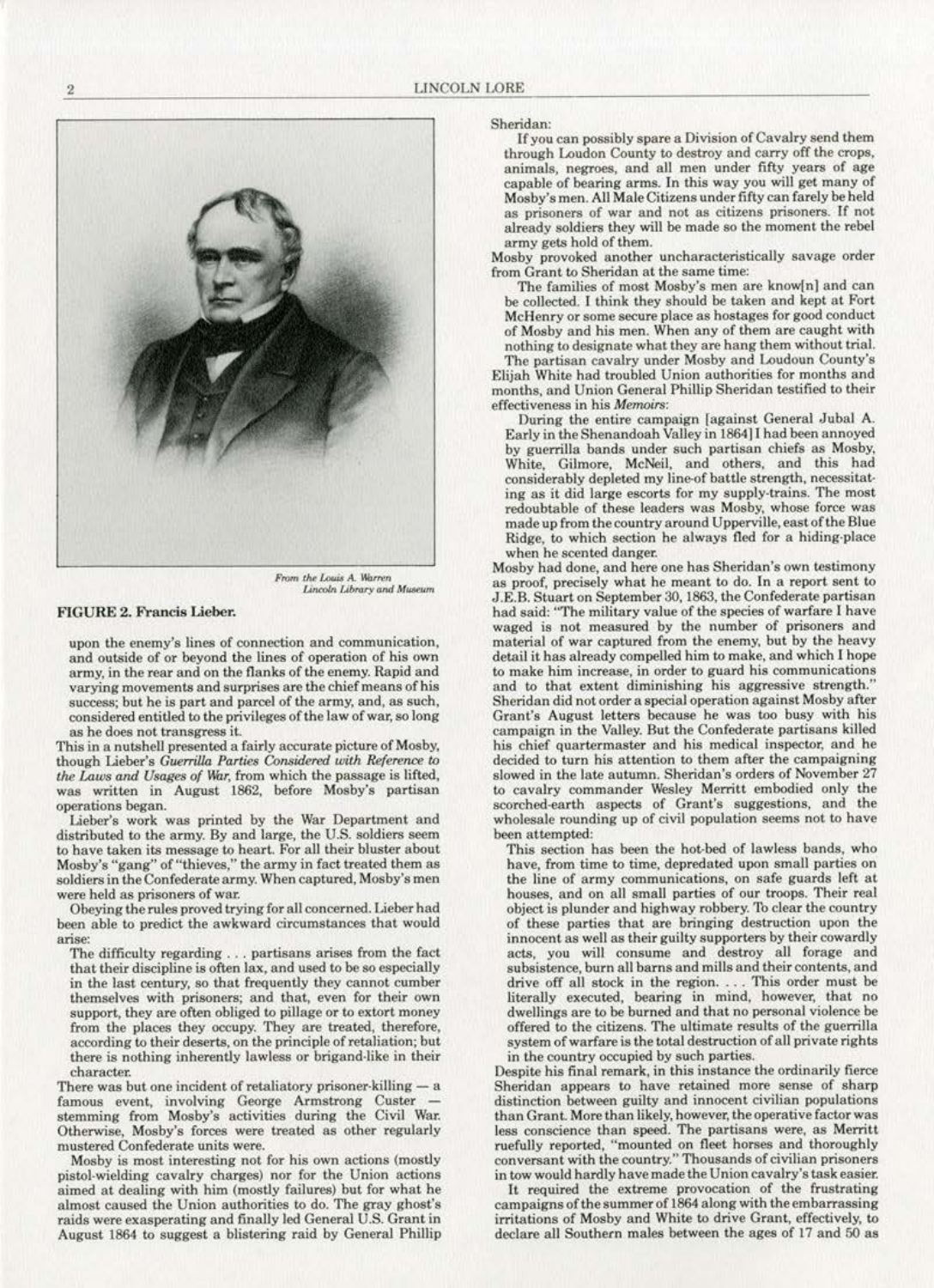From the Louis A. Warren Lincoln Library and Museum

**FIGURE 2. Francis Lieber.**

upon the enemy's lines of connection and communication, and outside of or beyond the lines of operation of his own army, in the rear and on the flanks of the enemy. Rapid and varying movements and surprises are the chief means of his success; but he is part and parcel of the army, and, as such, considered entitled to the privileges of the law of war, so long as he does not transgress it.

This in a nutshell presented a fairly accurate picture of Mosby, though Lieber's *Guerrilla Parties Considered with Reference to the Laws and Usages of War*, from which the passage is lifted, was written in August 1862, before Mosby's partisan operations began.

Lieber's work was printed by the War Department and distributed to the army. By and large, the U.S. soldiers seem to have taken its message to heart. For all their bluster about Mosby's "gang" of "thieves," the army in fact treated them as soldiers in the Confederate army. When captured, Mosby's men were held as prisoners of war.

Obeying the rules proved trying for all concerned. Lieber had been able to predict the awkward circumstances that would arise:

> The difficulty regarding . . . partisans arises from the fact that their discipline is often lax, and used to be so especially in the last century, so that frequently they cannot cumber themselves with prisoners; and that, even for their own support, they are often obliged to pillage or to extort money from the places they occupy. They are treated, therefore, according to their deserts, on the principle of retaliation; but there is nothing inherently lawless or brigand-like in their character.

There was but one incident of retaliatory prisoner-killing — a famous event, involving George Armstrong Custer — stemming from Mosby's activities during the Civil War. Otherwise, Mosby's forces were treated as other regularly mustered Confederate units were.

Mosby is most interesting not for his own actions (mostly pistol-wielding cavalry charges) nor for the Union actions aimed at dealing with him (mostly failures) but for what he almost caused the Union authorities to do. The gray ghost's raids were exasperating and finally led General U.S. Grant in August 1864 to suggest a blistering raid by General Phillip Sheridan:

> If you can possibly spare a Division of Cavalry send them through Loudon County to destroy and carry off the crops, animals, negroes, and all men under fifty years of age capable of bearing arms. In this way you will get many of Mosby's men. All Male Citizens under fifty can farely be held as prisoners of war and not as citizens prisoners. If not already soldiers they will be made so the moment the rebel army gets hold of them.

Mosby provoked another uncharacteristically savage order from Grant to Sheridan at the same time:

> The families of most Mosby's men are know[n] and can be collected. I think they should be taken and kept at Fort McHenry or some secure place as hostages for good conduct of Mosby and his men. When any of them are caught with nothing to designate what they are hang them without trial.

The partisan cavalry under Mosby and Loudoun County's Elijah White had troubled Union authorities for months and months, and Union General Phillip Sheridan testified to their effectiveness in his *Memoirs*:

> During the entire campaign [against General Jubal A. Early in the Shenandoah Valley in 1864] I had been annoyed by guerrilla bands under such partisan chiefs as Mosby, White, Gilmore, McNeil, and others, and this had considerably depleted my line-of battle strength, necessitating as it did large escorts for my supply-trains. The most redoubtable of these leaders was Mosby, whose force was made up from the country around Upperville, east of the Blue Ridge, to which section he always fled for a hiding-place when he scented danger.

Mosby had done, and here one has Sheridan's own testimony as proof, precisely what he meant to do. In a report sent to J.E.B. Stuart on September 30, 1863, the Confederate partisan had said: "The military value of the species of warfare I have waged is not measured by the number of prisoners and material of war captured from the enemy, but by the heavy detail it has already compelled him to make, and which I hope to make him increase, in order to guard his communications and to that extent diminishing his aggressive strength." Sheridan did not order a special operation against Mosby after Grant's August letters because he was too busy with his campaign in the Valley. But the Confederate partisans killed his chief quartermaster and his medical inspector, and he decided to turn his attention to them after the campaigning slowed in the late autumn. Sheridan's orders of November 27 to cavalry commander Wesley Merritt embodied only the scorched-earth aspects of Grant's suggestions, and the wholesale rounding up of civil population seems not to have been attempted:

> This section has been the hot-bed of lawless bands, who have, from time to time, depredated upon small parties on the line of army communications, on safe guards left at houses, and on all small parties of our troops. Their real object is plunder and highway robbery. To clear the country of these parties that are bringing destruction upon the innocent as well as their guilty supporters by their cowardly acts, you will consume and destroy all forage and subsistence, burn all barns and mills and their contents, and drive off all stock in the region. . . . This order must be literally executed, bearing in mind, however, that no dwellings are to be burned and that no personal violence be offered to the citizens. The ultimate results of the guerrilla system of warfare is the total destruction of all private rights in the country occupied by such parties.

Despite his final remark, in this instance the ordinarily fierce Sheridan appears to have retained more sense of sharp distinction between guilty and innocent civilian populations than Grant. More than likely, however, the operative factor was less conscience than speed. The partisans were, as Merritt ruefully reported, "mounted on fleet horses and thoroughly conversant with the country." Thousands of civilian prisoners in tow would hardly have made the Union cavalry's task easier.

It required the extreme provocation of the frustrating campaigns of the summer of 1864 along with the embarrassing irritations of Mosby and White to drive Grant, effectively, to declare all Southern males between the ages of 17 and 50 as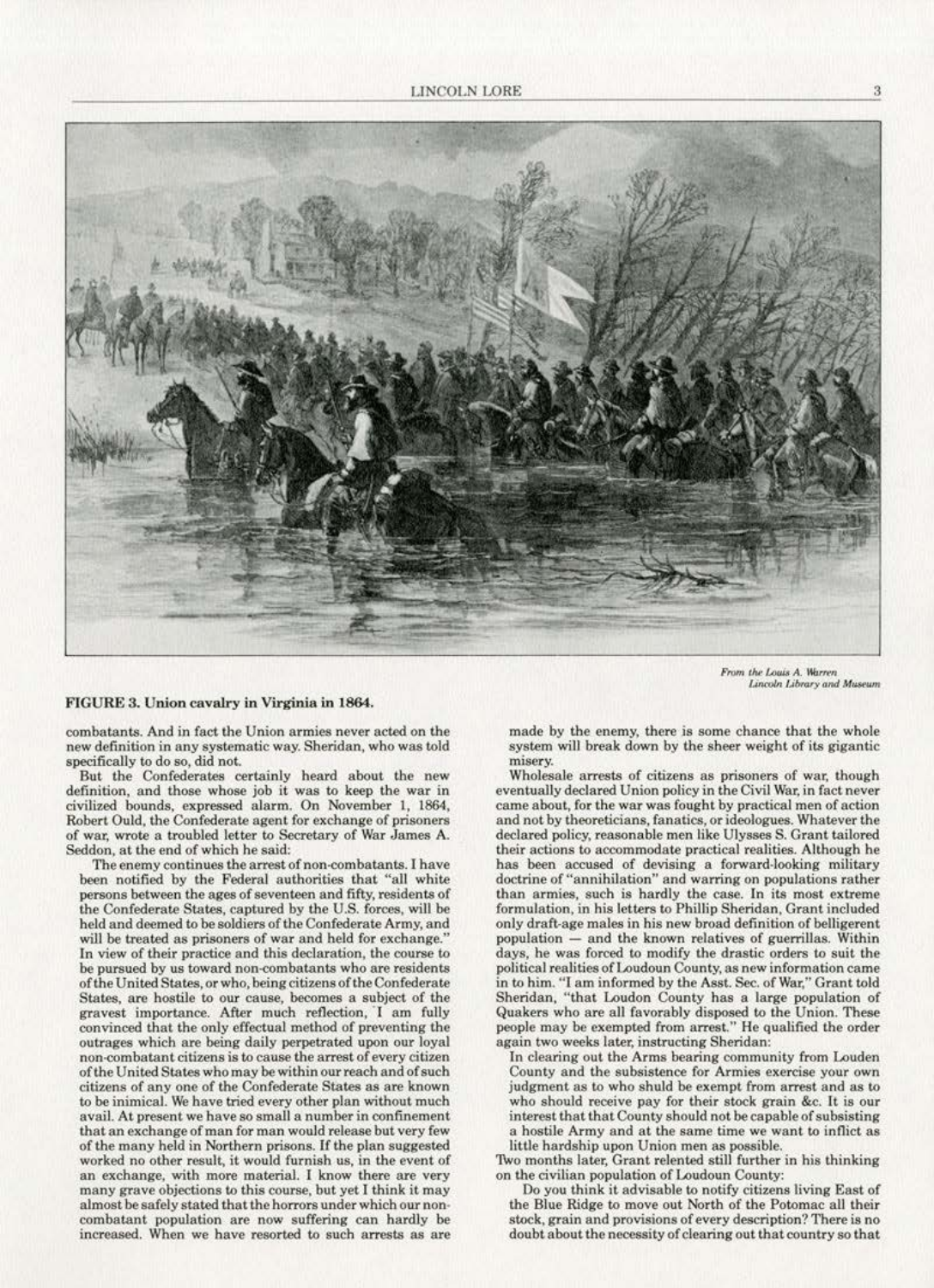From the Louis A. Warren Lincoln Library and Museum

**FIGURE 3. Union cavalry in Virginia in 1864.**

combatants. And in fact the Union armies never acted on the new definition in any systematic way. Sheridan, who was told specifically to do so, did not.

But the Confederates certainly heard about the new definition, and those whose job it was to keep the war in civilized bounds, expressed alarm. On November 1, 1864, Robert Ould, the Confederate agent for exchange of prisoners of war, wrote a troubled letter to Secretary of War James A. Seddon, at the end of which he said:

> The enemy continues the arrest of non-combatants. I have been notified by the Federal authorities that "all white persons between the ages of seventeen and fifty, residents of the Confederate States, captured by the U.S. forces, will be held and deemed to be soldiers of the Confederate Army, and will be treated as prisoners of war and held for exchange." In view of their practice and this declaration, the course to be pursued by us toward non-combatants who are residents of the United States, or who, being citizens of the Confederate States, are hostile to our cause, becomes a subject of the gravest importance. After much reflection, I am fully convinced that the only effectual method of preventing the outrages which are being daily perpetrated upon our loyal non-combatant citizens is to cause the arrest of every citizen of the United States who may be within our reach and of such citizens of any one of the Confederate States as are known to be inimical. We have tried every other plan without much avail. At present we have so small a number in confinement that an exchange of man for man would release but very few of the many held in Northern prisons. If the plan suggested worked no other result, it would furnish us, in the event of an exchange, with more material. I know there are very many grave objections to this course, but yet I think it may almost be safely stated that the horrors under which our non-combatant population are now suffering can hardly be increased. When we have resorted to such arrests as are made by the enemy, there is some chance that the whole system will break down by the sheer weight of its gigantic misery.

Wholesale arrests of citizens as prisoners of war, though eventually declared Union policy in the Civil War, in fact never came about, for the war was fought by practical men of action and not by theoreticians, fanatics, or ideologues. Whatever the declared policy, reasonable men like Ulysses S. Grant tailored their actions to accommodate practical realities. Although he has been accused of devising a forward-looking military doctrine of "annihilation" and warring on populations rather than armies, such is hardly the case. In its most extreme formulation, in his letters to Phillip Sheridan, Grant included only draft-age males in his new broad definition of belligerent population — and the known relatives of guerrillas. Within days, he was forced to modify the drastic orders to suit the political realities of Loudoun County, as new information came in to him. "I am informed by the Asst. Sec. of War," Grant told Sheridan, "that Loudon County has a large population of Quakers who are all favorably disposed to the Union. These people may be exempted from arrest." He qualified the order again two weeks later, instructing Sheridan:

> In clearing out the Arms bearing community from Louden County and the subsistence for Armies exercise your own judgment as to who should be exempt from arrest and as to who should receive pay for their stock grain &c. It is our interest that that County should not be capable of subsisting a hostile Army and at the same time we want to inflict as little hardship upon Union men as possible.

Two months later, Grant relented still further in his thinking on the civilian population of Loudoun County:

> Do you think it advisable to notify citizens living East of the Blue Ridge to move out North of the Potomac all their stock, grain and provisions of every description? There is no doubt about the necessity of clearing out that country so that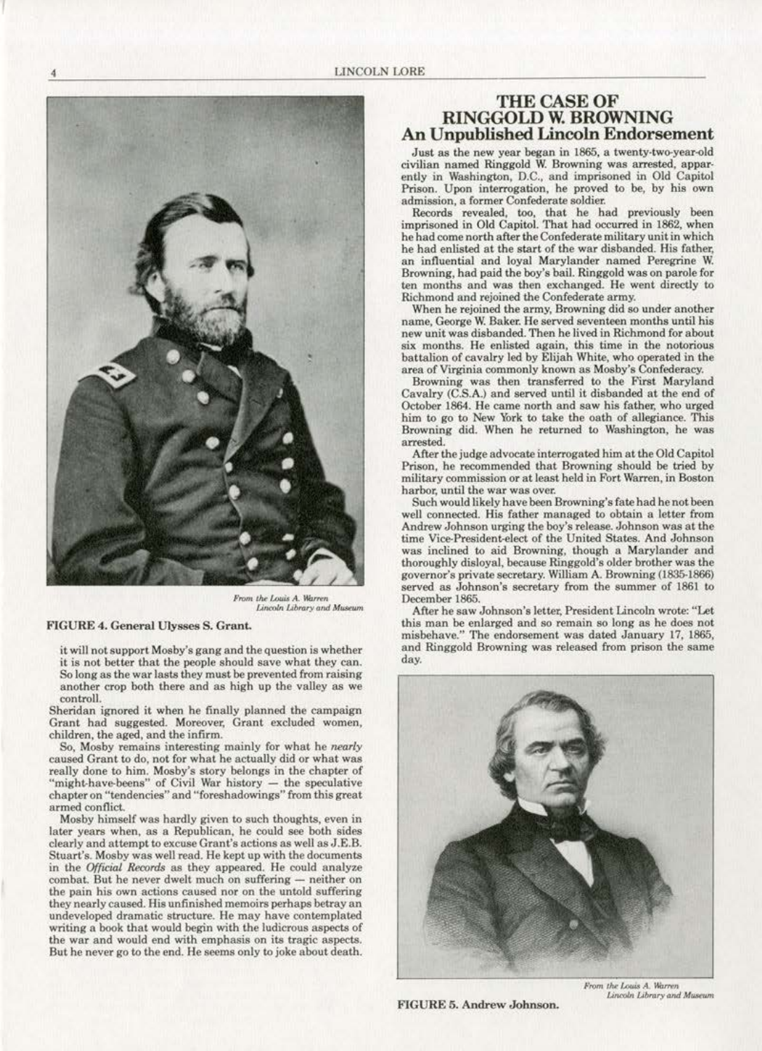From the Louis A. Warren Lincoln Library and Museum

**FIGURE 4. General Ulysses S. Grant.**

it will not support Mosby's gang and the question is whether it is not better that the people should save what they can. So long as the war lasts they must be prevented from raising another crop both there and as high up the valley as we controll.

Sheridan ignored it when he finally planned the campaign Grant had suggested. Moreover, Grant excluded women, children, the aged, and the infirm.

So, Mosby remains interesting mainly for what he *nearly* caused Grant to do, not for what he actually did or what was really done to him. Mosby's story belongs in the chapter of "might-have-beens" of Civil War history — the speculative chapter on "tendencies" and "foreshadowings" from this great armed conflict.

Mosby himself was hardly given to such thoughts, even in later years when, as a Republican, he could see both sides clearly and attempt to excuse Grant's actions as well as J.E.B. Stuart's. Mosby was well read. He kept up with the documents in the *Official Records* as they appeared. He could analyze combat. But he never dwelt much on suffering — neither on the pain his own actions caused nor on the untold suffering they nearly caused. His unfinished memoirs perhaps betray an undeveloped dramatic structure. He may have contemplated writing a book that would begin with the ludicrous aspects of the war and would end with emphasis on its tragic aspects. But he never go to the end. He seems only to joke about death.

## THE CASE OF RINGGOLD W. BROWNING
### An Unpublished Lincoln Endorsement

Just as the new year began in 1865, a twenty-two-year-old civilian named Ringgold W. Browning was arrested, apparently in Washington, D.C., and imprisoned in Old Capitol Prison. Upon interrogation, he proved to be, by his own admission, a former Confederate soldier.

Records revealed, too, that he had previously been imprisoned in Old Capitol. That had occurred in 1862, when he had come north after the Confederate military unit in which he had enlisted at the start of the war disbanded. His father, an influential and loyal Marylander named Peregrine W. Browning, had paid the boy's bail. Ringgold was on parole for ten months and was then exchanged. He went directly to Richmond and rejoined the Confederate army.

When he rejoined the army, Browning did so under another name, George W. Baker. He served seventeen months until his new unit was disbanded. Then he lived in Richmond for about six months. He enlisted again, this time in the notorious battalion of cavalry led by Elijah White, who operated in the area of Virginia commonly known as Mosby's Confederacy.

Browning was then transferred to the First Maryland Cavalry (C.S.A.) and served until it disbanded at the end of October 1864. He came north and saw his father, who urged him to go to New York to take the oath of allegiance. This Browning did. When he returned to Washington, he was arrested.

After the judge advocate interrogated him at the Old Capitol Prison, he recommended that Browning should be tried by military commission or at least held in Fort Warren, in Boston harbor, until the war was over.

Such would likely have been Browning's fate had he not been well connected. His father managed to obtain a letter from Andrew Johnson urging the boy's release. Johnson was at the time Vice-President-elect of the United States. And Johnson was inclined to aid Browning, though a Marylander and thoroughly disloyal, because Ringgold's older brother was the governor's private secretary. William A. Browning (1835-1866) served as Johnson's secretary from the summer of 1861 to December 1865.

After he saw Johnson's letter, President Lincoln wrote: "Let this man be enlarged and so remain so long as he does not misbehave." The endorsement was dated January 17, 1865, and Ringgold Browning was released from prison the same day.

From the Louis A. Warren Lincoln Library and Museum

**FIGURE 5. Andrew Johnson.**